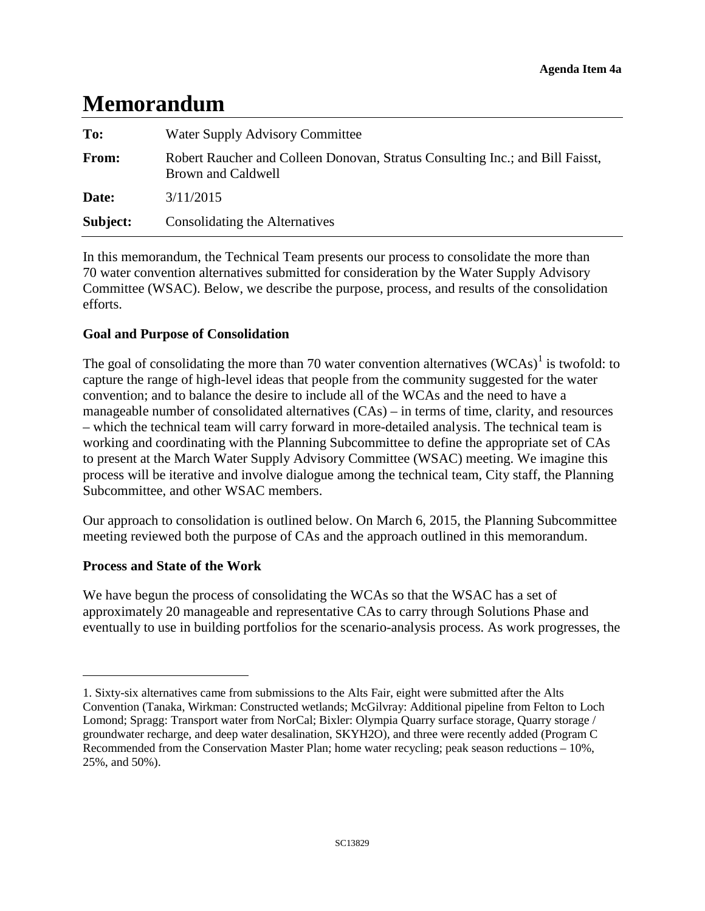**Agenda Item 4a**

# Memorandum

| | |
|---|---|
| **To:** | Water Supply Advisory Committee |
| **From:** | Robert Raucher and Colleen Donovan, Stratus Consulting Inc.; and Bill Faisst, Brown and Caldwell |
| **Date:** | 3/11/2015 |
| **Subject:** | Consolidating the Alternatives |

In this memorandum, the Technical Team presents our process to consolidate the more than 70 water convention alternatives submitted for consideration by the Water Supply Advisory Committee (WSAC). Below, we describe the purpose, process, and results of the consolidation efforts.

**Goal and Purpose of Consolidation**

The goal of consolidating the more than 70 water convention alternatives (WCAs)[1] is twofold: to capture the range of high-level ideas that people from the community suggested for the water convention; and to balance the desire to include all of the WCAs and the need to have a manageable number of consolidated alternatives (CAs) – in terms of time, clarity, and resources – which the technical team will carry forward in more-detailed analysis. The technical team is working and coordinating with the Planning Subcommittee to define the appropriate set of CAs to present at the March Water Supply Advisory Committee (WSAC) meeting. We imagine this process will be iterative and involve dialogue among the technical team, City staff, the Planning Subcommittee, and other WSAC members.

Our approach to consolidation is outlined below. On March 6, 2015, the Planning Subcommittee meeting reviewed both the purpose of CAs and the approach outlined in this memorandum.

**Process and State of the Work**

We have begun the process of consolidating the WCAs so that the WSAC has a set of approximately 20 manageable and representative CAs to carry through Solutions Phase and eventually to use in building portfolios for the scenario-analysis process. As work progresses, the

---

1. Sixty-six alternatives came from submissions to the Alts Fair, eight were submitted after the Alts Convention (Tanaka, Wirkman: Constructed wetlands; McGilvray: Additional pipeline from Felton to Loch Lomond; Spragg: Transport water from NorCal; Bixler: Olympia Quarry surface storage, Quarry storage / groundwater recharge, and deep water desalination, SKYH2O), and three were recently added (Program C Recommended from the Conservation Master Plan; home water recycling; peak season reductions – 10%, 25%, and 50%).

SC13829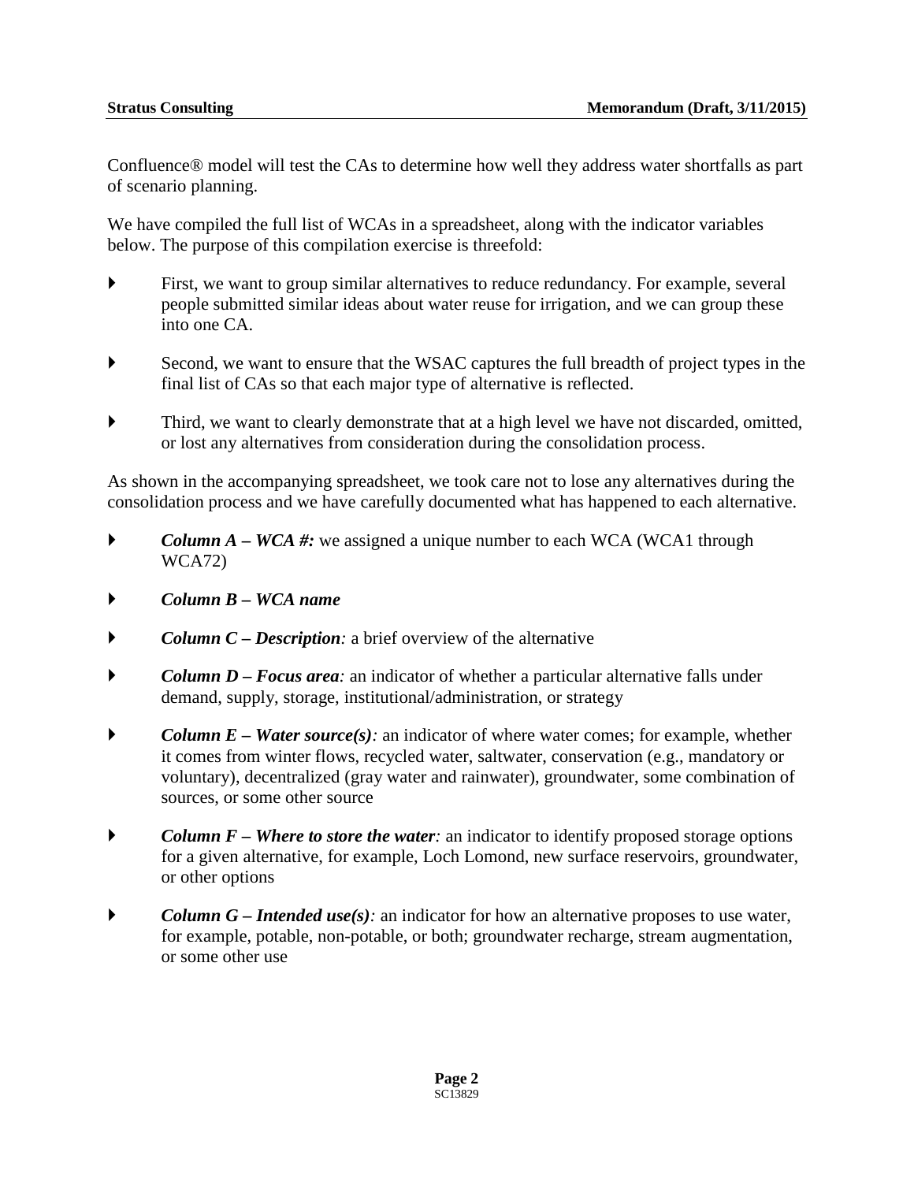Confluence® model will test the CAs to determine how well they address water shortfalls as part of scenario planning.

We have compiled the full list of WCAs in a spreadsheet, along with the indicator variables below. The purpose of this compilation exercise is threefold:

- First, we want to group similar alternatives to reduce redundancy. For example, several people submitted similar ideas about water reuse for irrigation, and we can group these into one CA.
- Second, we want to ensure that the WSAC captures the full breadth of project types in the final list of CAs so that each major type of alternative is reflected.
- Third, we want to clearly demonstrate that at a high level we have not discarded, omitted, or lost any alternatives from consideration during the consolidation process.

As shown in the accompanying spreadsheet, we took care not to lose any alternatives during the consolidation process and we have carefully documented what has happened to each alternative.

- ***Column A – WCA #:*** we assigned a unique number to each WCA (WCA1 through WCA72)
- ***Column B – WCA name***
- ***Column C – Description:*** a brief overview of the alternative
- ***Column D – Focus area:*** an indicator of whether a particular alternative falls under demand, supply, storage, institutional/administration, or strategy
- ***Column E – Water source(s):*** an indicator of where water comes; for example, whether it comes from winter flows, recycled water, saltwater, conservation (e.g., mandatory or voluntary), decentralized (gray water and rainwater), groundwater, some combination of sources, or some other source
- ***Column F – Where to store the water:*** an indicator to identify proposed storage options for a given alternative, for example, Loch Lomond, new surface reservoirs, groundwater, or other options
- ***Column G – Intended use(s):*** an indicator for how an alternative proposes to use water, for example, potable, non-potable, or both; groundwater recharge, stream augmentation, or some other use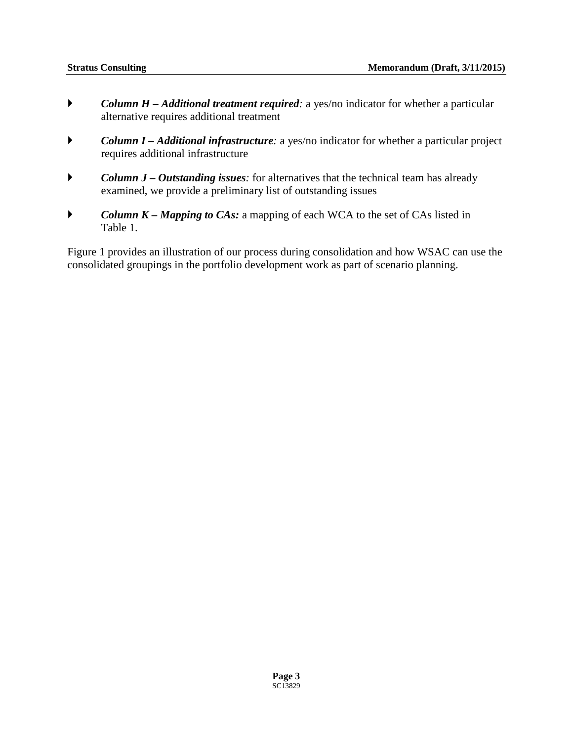- ***Column H – Additional treatment required**:* a yes/no indicator for whether a particular alternative requires additional treatment
- ***Column I – Additional infrastructure**:* a yes/no indicator for whether a particular project requires additional infrastructure
- ***Column J – Outstanding issues**:* for alternatives that the technical team has already examined, we provide a preliminary list of outstanding issues
- ***Column K – Mapping to CAs:*** a mapping of each WCA to the set of CAs listed in Table 1.

Figure 1 provides an illustration of our process during consolidation and how WSAC can use the consolidated groupings in the portfolio development work as part of scenario planning.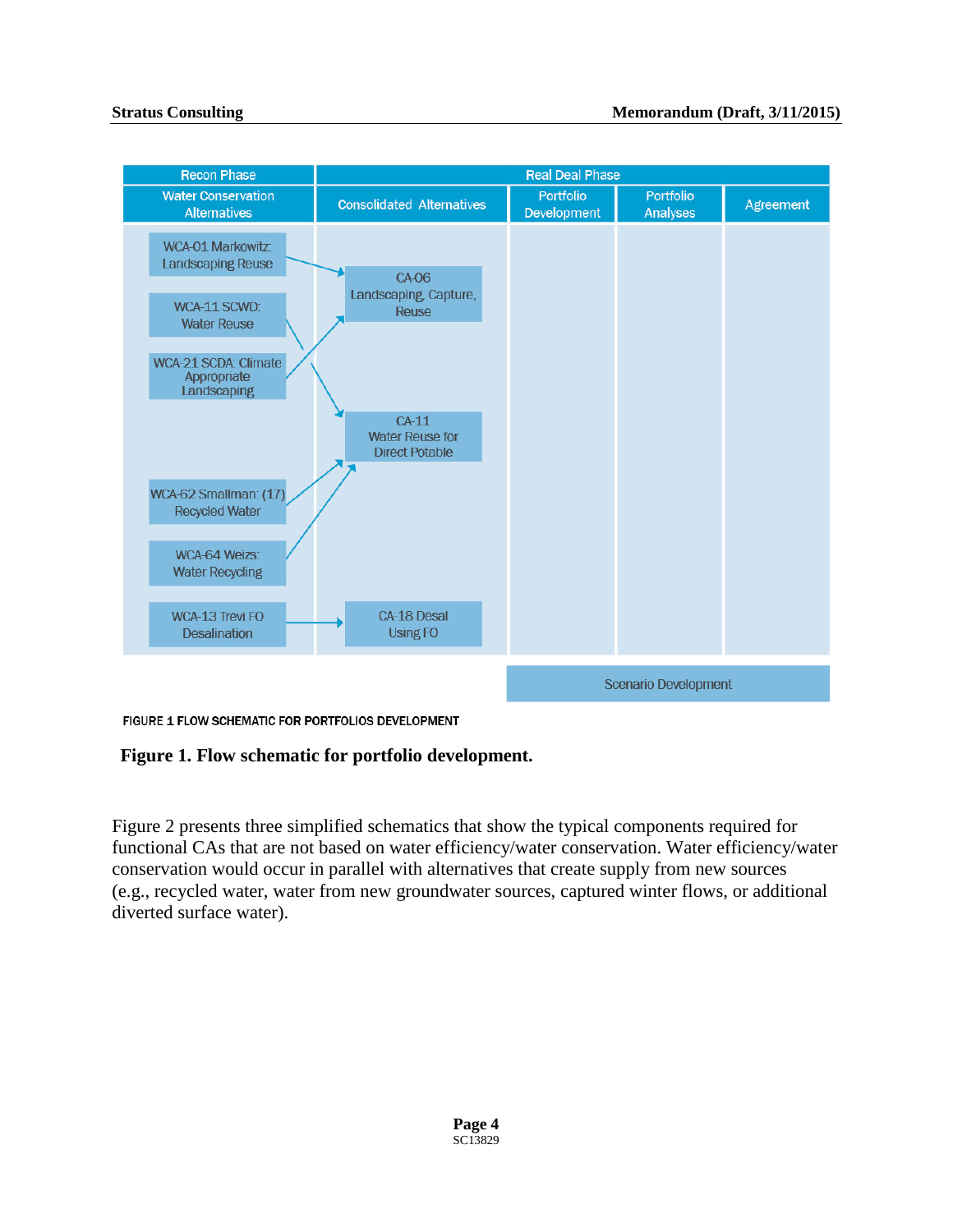| Recon Phase | Real Deal Phase | | | |
|---|---|---|---|---|
| Water Conservation Alternatives | Consolidated Alternatives | Portfolio Development | Portfolio Analyses | Agreement |
| WCA-01 Markowitz: Landscaping Reuse; WCA-11 SCWD: Water Reuse; WCA-21 SCDA: Climate Appropriate Landscaping | CA-06 Landscaping, Capture, Reuse | | | |
| WCA-11 SCWD: Water Reuse; WCA-21 SCDA: Climate Appropriate Landscaping; WCA-62 Smallman: (17) Recycled Water; WCA-64 Weizs: Water Recycling | CA-11 Water Reuse for Direct Potable | | | |
| WCA-13 Trevi FO Desalination | CA-18 Desal Using FO | | | |
| | | Scenario Development | | |

FIGURE 1 FLOW SCHEMATIC FOR PORTFOLIOS DEVELOPMENT

**Figure 1. Flow schematic for portfolio development.**

Figure 2 presents three simplified schematics that show the typical components required for functional CAs that are not based on water efficiency/water conservation. Water efficiency/water conservation would occur in parallel with alternatives that create supply from new sources (e.g., recycled water, water from new groundwater sources, captured winter flows, or additional diverted surface water).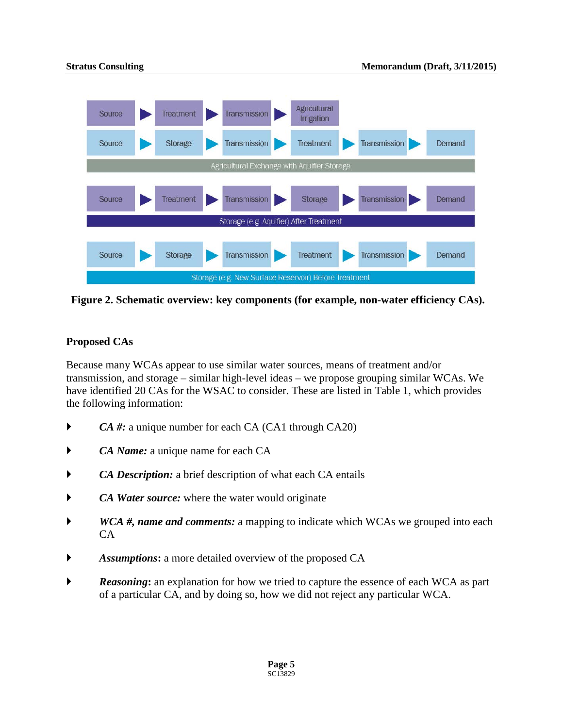| Source | ▶ | Treatment | ▶ | Transmission | ▶ | Agricultural Irrigation | | | | |
|---|---|---|---|---|---|---|---|---|---|---|
| Source | ▶ | Storage | ▶ | Transmission | ▶ | Treatment | ▶ | Transmission | ▶ | Demand |
| Agricultural Exchange with Aquifier Storage | | | | | | | | | | |
| Source | ▶ | Treatment | ▶ | Transmission | ▶ | Storage | ▶ | Transmission | ▶ | Demand |
| Storage (e.g. Aquifier) After Treatment | | | | | | | | | | |
| Source | ▶ | Storage | ▶ | Transmission | ▶ | Treatment | ▶ | Transmission | ▶ | Demand |
| Storage (e.g. New Surface Reservoir) Before Treatment | | | | | | | | | | |

**Figure 2. Schematic overview: key components (for example, non-water efficiency CAs).**

### Proposed CAs

Because many WCAs appear to use similar water sources, means of treatment and/or transmission, and storage – similar high-level ideas – we propose grouping similar WCAs. We have identified 20 CAs for the WSAC to consider. These are listed in Table 1, which provides the following information:

- ***CA #:*** a unique number for each CA (CA1 through CA20)
- ***CA Name:*** a unique name for each CA
- ***CA Description:*** a brief description of what each CA entails
- ***CA Water source:*** where the water would originate
- ***WCA #, name and comments:*** a mapping to indicate which WCAs we grouped into each CA
- ***Assumptions*****:** a more detailed overview of the proposed CA
- ***Reasoning*****:** an explanation for how we tried to capture the essence of each WCA as part of a particular CA, and by doing so, how we did not reject any particular WCA.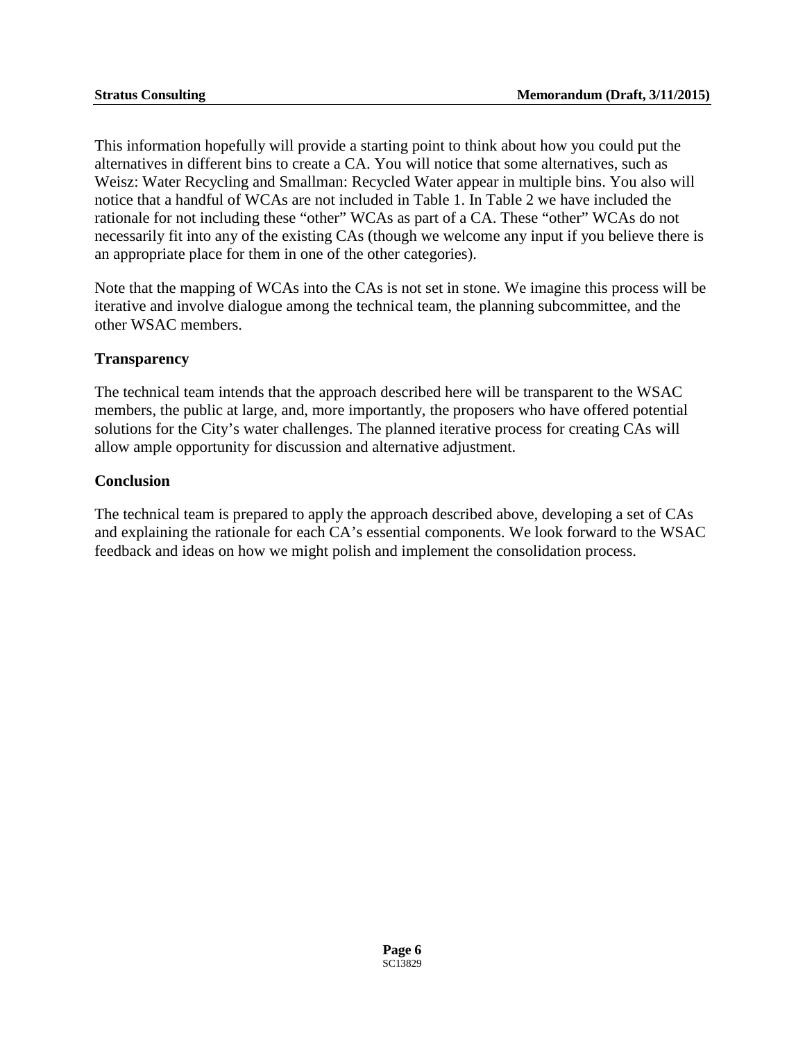This information hopefully will provide a starting point to think about how you could put the alternatives in different bins to create a CA. You will notice that some alternatives, such as Weisz: Water Recycling and Smallman: Recycled Water appear in multiple bins. You also will notice that a handful of WCAs are not included in Table 1. In Table 2 we have included the rationale for not including these "other" WCAs as part of a CA. These "other" WCAs do not necessarily fit into any of the existing CAs (though we welcome any input if you believe there is an appropriate place for them in one of the other categories).

Note that the mapping of WCAs into the CAs is not set in stone. We imagine this process will be iterative and involve dialogue among the technical team, the planning subcommittee, and the other WSAC members.

**Transparency**

The technical team intends that the approach described here will be transparent to the WSAC members, the public at large, and, more importantly, the proposers who have offered potential solutions for the City's water challenges. The planned iterative process for creating CAs will allow ample opportunity for discussion and alternative adjustment.

**Conclusion**

The technical team is prepared to apply the approach described above, developing a set of CAs and explaining the rationale for each CA's essential components. We look forward to the WSAC feedback and ideas on how we might polish and implement the consolidation process.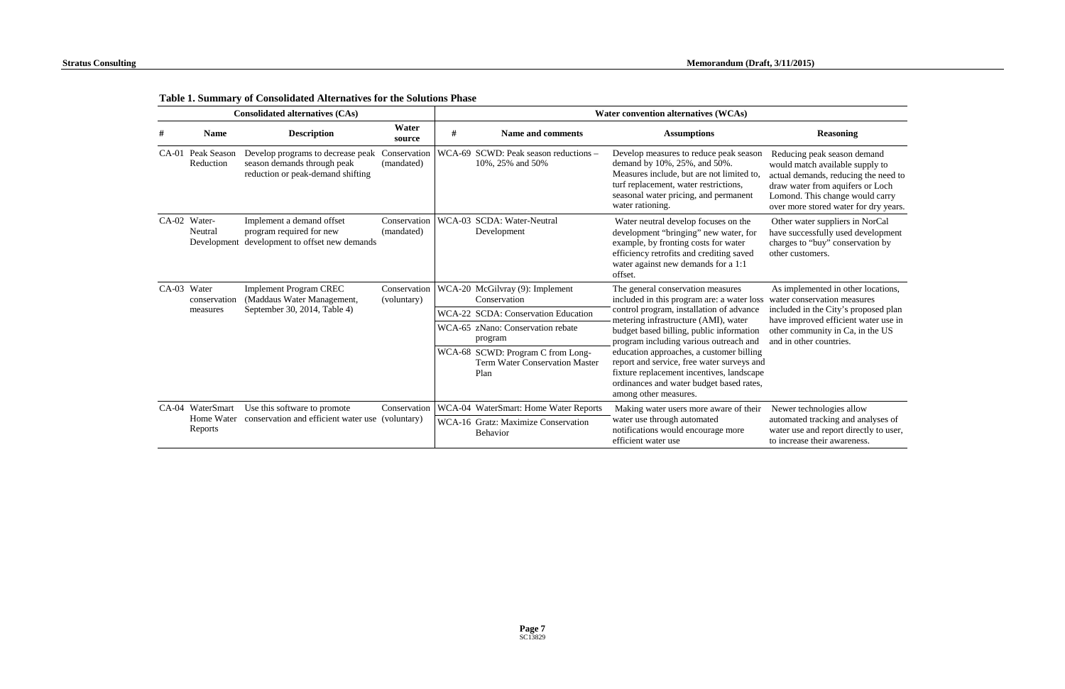**Table 1. Summary of Consolidated Alternatives for the Solutions Phase**

| Consolidated alternatives (CAs) | | | | Water convention alternatives (WCAs) | | | |
|---|---|---|---|---|---|---|---|
| # | Name | Description | Water source | # | Name and comments | Assumptions | Reasoning |
| CA-01 | Peak Season Reduction | Develop programs to decrease peak season demands through peak reduction or peak-demand shifting | Conservation (mandated) | WCA-69 | SCWD: Peak season reductions – 10%, 25% and 50% | Develop measures to reduce peak season demand by 10%, 25%, and 50%. Measures include, but are not limited to, turf replacement, water restrictions, seasonal water pricing, and permanent water rationing. | Reducing peak season demand would match available supply to actual demands, reducing the need to draw water from aquifers or Loch Lomond. This change would carry over more stored water for dry years. |
| CA-02 | Water-Neutral Development | Implement a demand offset program required for new development to offset new demands | Conservation (mandated) | WCA-03 | SCDA: Water-Neutral Development | Water neutral develop focuses on the development "bringing" new water, for example, by fronting costs for water efficiency retrofits and crediting saved water against new demands for a 1:1 offset. | Other water suppliers in NorCal have successfully used development charges to "buy" conservation by other customers. |
| CA-03 | Water conservation measures | Implement Program CREC (Maddaus Water Management, September 30, 2014, Table 4) | Conservation (voluntary) | WCA-20 | McGilvray (9): Implement Conservation | The general conservation measures included in this program are: a water loss control program, installation of advance metering infrastructure (AMI), water budget based billing, public information program including various outreach and education approaches, a customer billing report and service, free water surveys and fixture replacement incentives, landscape ordinances and water budget based rates, among other measures. | As implemented in other locations, water conservation measures included in the City's proposed plan have improved efficient water use in other community in Ca, in the US and in other countries. |
| | | | | WCA-22 | SCDA: Conservation Education | | |
| | | | | WCA-65 | zNano: Conservation rebate program | | |
| | | | | WCA-68 | SCWD: Program C from Long-Term Water Conservation Master Plan | | |
| CA-04 | WaterSmart Home Water Reports | Use this software to promote conservation and efficient water use | Conservation (voluntary) | WCA-04 | WaterSmart: Home Water Reports | Making water users more aware of their water use through automated notifications would encourage more efficient water use | Newer technologies allow automated tracking and analyses of water use and report directly to user, to increase their awareness. |
| | | | | WCA-16 | Gratz: Maximize Conservation Behavior | | |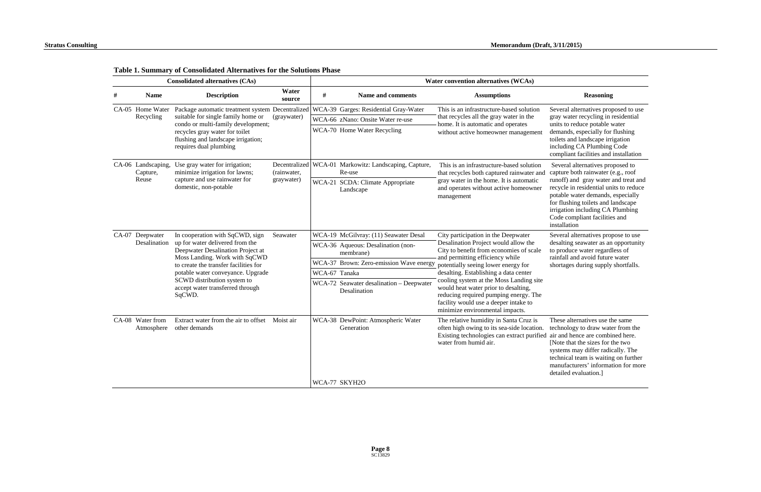**Table 1. Summary of Consolidated Alternatives for the Solutions Phase**

| Consolidated alternatives (CAs) | | | | Water convention alternatives (WCAs) | | | |
|---|---|---|---|---|---|---|---|
| # | Name | Description | Water source | # | Name and comments | Assumptions | Reasoning |
| CA-05 | Home Water Recycling | Package automatic treatment system suitable for single family home or condo or multi-family development; recycles gray water for toilet flushing and landscape irrigation; requires dual plumbing | Decentralized (graywater) | WCA-39 | Garges: Residential Gray-Water | This is an infrastructure-based solution that recycles all the gray water in the home. It is automatic and operates without active homeowner management | Several alternatives proposed to use gray water recycling in residential units to reduce potable water demands, especially for flushing toilets and landscape irrigation including CA Plumbing Code compliant facilities and installation |
| | | | | WCA-66 | zNano: Onsite Water re-use | | |
| | | | | WCA-70 | Home Water Recycling | | |
| CA-06 | Landscaping, Capture, Reuse | Use gray water for irrigation; minimize irrigation for lawns; capture and use rainwater for domestic, non-potable | Decentralized (rainwater, graywater) | WCA-01 | Markowitz: Landscaping, Capture, Re-use | This is an infrastructure-based solution that recycles both captured rainwater and gray water in the home. It is automatic and operates without active homeowner management | Several alternatives proposed to capture both rainwater (e.g., roof runoff) and gray water and treat and recycle in residential units to reduce potable water demands, especially for flushing toilets and landscape irrigation including CA Plumbing Code compliant facilities and installation |
| | | | | WCA-21 | SCDA: Climate Appropriate Landscape | | |
| CA-07 | Deepwater Desalination | In cooperation with SqCWD, sign up for water delivered from the Deepwater Desalination Project at Moss Landing. Work with SqCWD to create the transfer facilities for potable water conveyance. Upgrade SCWD distribution system to accept water transferred through SqCWD. | Seawater | WCA-19 | McGilvray: (11) Seawater Desal | City participation in the Deepwater Desalination Project would allow the City to benefit from economies of scale and permitting efficiency while potentially seeing lower energy for desalting. Establishing a data center cooling system at the Moss Landing site would heat water prior to desalting, reducing required pumping energy. The facility would use a deeper intake to minimize environmental impacts. | Several alternatives propose to use desalting seawater as an opportunity to produce water regardless of rainfall and avoid future water shortages during supply shortfalls. |
| | | | | WCA-36 | Aqueous: Desalination (non-membrane) | | |
| | | | | WCA-37 | Brown: Zero-emission Wave energy | | |
| | | | | WCA-67 | Tanaka | | |
| | | | | WCA-72 | Seawater desalination – Deepwater Desalination | | |
| CA-08 | Water from Atmosphere | Extract water from the air to offset other demands | Moist air | WCA-38 | DewPoint: Atmospheric Water Generation | The relative humidity in Santa Cruz is often high owing to its sea-side location. Existing technologies can extract purified water from humid air. | These alternatives use the same technology to draw water from the air and hence are combined here. [Note that the sizes for the two systems may differ radically. The technical team is waiting on further manufacturers' information for more detailed evaluation.] |
| | | | | WCA-77 | SKYH2O | | |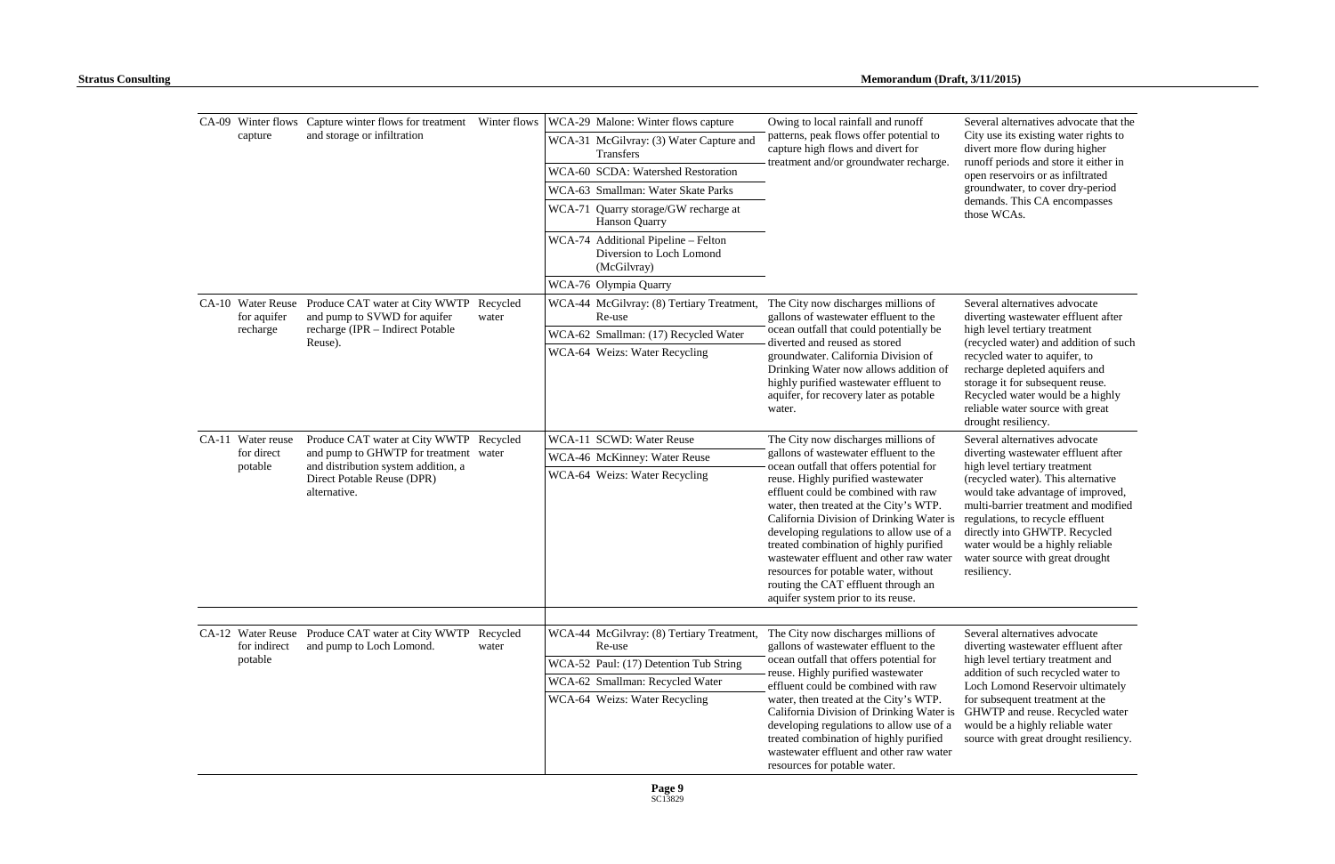| | | | | | | |
|---|---|---|---|---|---|---|
| CA-09 | Winter flows capture | Capture winter flows for treatment and storage or infiltration | Winter flows | WCA-29 Malone: Winter flows capture<br>WCA-31 McGilvray: (3) Water Capture and Transfers<br>WCA-60 SCDA: Watershed Restoration<br>WCA-63 Smallman: Water Skate Parks<br>WCA-71 Quarry storage/GW recharge at Hanson Quarry<br>WCA-74 Additional Pipeline – Felton Diversion to Loch Lomond (McGilvray)<br>WCA-76 Olympia Quarry | Owing to local rainfall and runoff patterns, peak flows offer potential to capture high flows and divert for treatment and/or groundwater recharge. | Several alternatives advocate that the City use its existing water rights to divert more flow during higher runoff periods and store it either in open reservoirs or as infiltrated groundwater, to cover dry-period demands. This CA encompasses those WCAs. |
| CA-10 | Water Reuse for aquifer recharge | Produce CAT water at City WWTP and pump to SVWD for aquifer recharge (IPR – Indirect Potable Reuse). | Recycled water | WCA-44 McGilvray: (8) Tertiary Treatment, Re-use<br>WCA-62 Smallman: (17) Recycled Water<br>WCA-64 Weizs: Water Recycling | The City now discharges millions of gallons of wastewater effluent to the ocean outfall that could potentially be diverted and reused as stored groundwater. California Division of Drinking Water now allows addition of highly purified wastewater effluent to aquifer, for recovery later as potable water. | Several alternatives advocate diverting wastewater effluent after high level tertiary treatment (recycled water) and addition of such recycled water to aquifer, to recharge depleted aquifers and storage it for subsequent reuse. Recycled water would be a highly reliable water source with great drought resiliency. |
| CA-11 | Water reuse for direct potable | Produce CAT water at City WWTP and pump to GHWTP for treatment and distribution system addition, a Direct Potable Reuse (DPR) alternative. | Recycled water | WCA-11 SCWD: Water Reuse<br>WCA-46 McKinney: Water Reuse<br>WCA-64 Weizs: Water Recycling | The City now discharges millions of gallons of wastewater effluent to the ocean outfall that offers potential for reuse. Highly purified wastewater effluent could be combined with raw water, then treated at the City's WTP. California Division of Drinking Water is developing regulations to allow use of a treated combination of highly purified wastewater effluent and other raw water resources for potable water, without routing the CAT effluent through an aquifer system prior to its reuse. | Several alternatives advocate diverting wastewater effluent after high level tertiary treatment (recycled water). This alternative would take advantage of improved, multi-barrier treatment and modified regulations, to recycle effluent directly into GHWTP. Recycled water would be a highly reliable water source with great drought resiliency. |
| CA-12 | Water Reuse for indirect potable | Produce CAT water at City WWTP and pump to Loch Lomond. | Recycled water | WCA-44 McGilvray: (8) Tertiary Treatment, Re-use<br>WCA-52 Paul: (17) Detention Tub String<br>WCA-62 Smallman: Recycled Water<br>WCA-64 Weizs: Water Recycling | The City now discharges millions of gallons of wastewater effluent to the ocean outfall that offers potential for reuse. Highly purified wastewater effluent could be combined with raw water, then treated at the City's WTP. California Division of Drinking Water is developing regulations to allow use of a treated combination of highly purified wastewater effluent and other raw water resources for potable water. | Several alternatives advocate diverting wastewater effluent after high level tertiary treatment and addition of such recycled water to Loch Lomond Reservoir ultimately for subsequent treatment at the GHWTP and reuse. Recycled water would be a highly reliable water source with great drought resiliency. |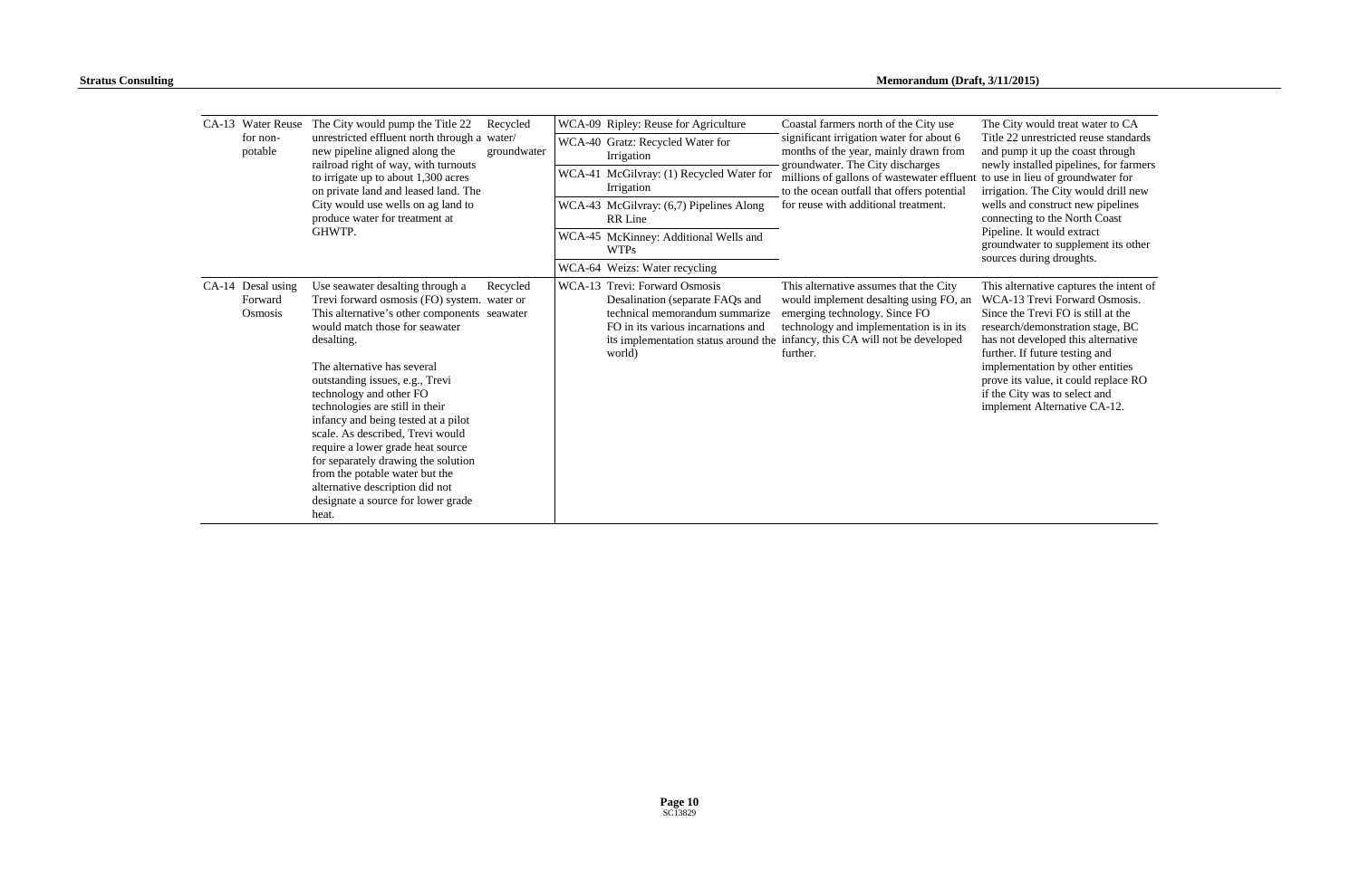| CA-13 | Water Reuse for non-potable | The City would pump the Title 22 unrestricted effluent north through a new pipeline aligned along the railroad right of way, with turnouts to irrigate up to about 1,300 acres on private land and leased land. The City would use wells on ag land to produce water for treatment at GHWTP. | Recycled water/ groundwater | WCA-09 | Ripley: Reuse for Agriculture | Coastal farmers north of the City use significant irrigation water for about 6 months of the year, mainly drawn from groundwater. The City discharges millions of gallons of wastewater effluent to the ocean outfall that offers potential for reuse with additional treatment. | The City would treat water to CA Title 22 unrestricted reuse standards and pump it up the coast through newly installed pipelines, for farmers to use in lieu of groundwater for irrigation. The City would drill new wells and construct new pipelines connecting to the North Coast Pipeline. It would extract groundwater to supplement its other sources during droughts. |
|---|---|---|---|---|---|---|---|
| | | | | WCA-40 | Gratz: Recycled Water for Irrigation | | |
| | | | | WCA-41 | McGilvray: (1) Recycled Water for Irrigation | | |
| | | | | WCA-43 | McGilvray: (6,7) Pipelines Along RR Line | | |
| | | | | WCA-45 | McKinney: Additional Wells and WTPs | | |
| | | | | WCA-64 | Weizs: Water recycling | | |
| CA-14 | Desal using Forward Osmosis | Use seawater desalting through a Trevi forward osmosis (FO) system. This alternative's other components would match those for seawater desalting.<br><br>The alternative has several outstanding issues, e.g., Trevi technology and other FO technologies are still in their infancy and being tested at a pilot scale. As described, Trevi would require a lower grade heat source for separately drawing the solution from the potable water but the alternative description did not designate a source for lower grade heat. | Recycled water or seawater | WCA-13 | Trevi: Forward Osmosis Desalination (separate FAQs and technical memorandum summarize FO in its various incarnations and its implementation status around the world) | This alternative assumes that the City would implement desalting using FO, an emerging technology. Since FO technology and implementation is in its infancy, this CA will not be developed further. | This alternative captures the intent of WCA-13 Trevi Forward Osmosis. Since the Trevi FO is still at the research/demonstration stage, BC has not developed this alternative further. If future testing and implementation by other entities prove its value, it could replace RO if the City was to select and implement Alternative CA-12. |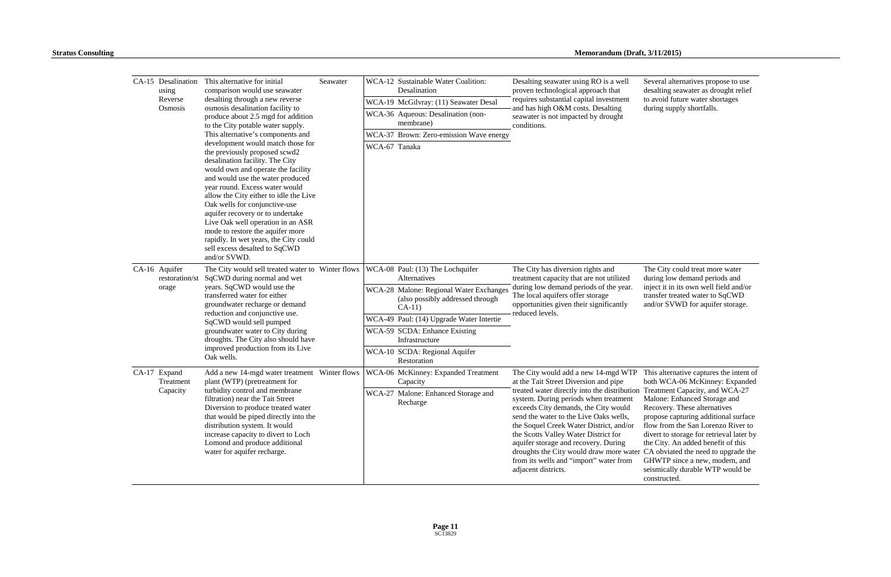| | | | | | | |
|---|---|---|---|---|---|---|
| CA-15 | Desalination using Reverse Osmosis | This alternative for initial comparison would use seawater desalting through a new reverse osmosis desalination facility to produce about 2.5 mgd for addition to the City potable water supply. This alternative's components and development would match those for the previously proposed scwd2 desalination facility. The City would own and operate the facility and would use the water produced year round. Excess water would allow the City either to idle the Live Oak wells for conjunctive-use aquifer recovery or to undertake Live Oak well operation in an ASR mode to restore the aquifer more rapidly. In wet years, the City could sell excess desalted to SqCWD and/or SVWD. | Seawater | WCA-12 Sustainable Water Coalition: Desalination<br>WCA-19 McGilvray: (11) Seawater Desal<br>WCA-36 Aqueous: Desalination (non-membrane)<br>WCA-37 Brown: Zero-emission Wave energy<br>WCA-67 Tanaka | Desalting seawater using RO is a well proven technological approach that requires substantial capital investment and has high O&M costs. Desalting seawater is not impacted by drought conditions. | Several alternatives propose to use desalting seawater as drought relief to avoid future water shortages during supply shortfalls. |
| CA-16 | Aquifer restoration/storage | The City would sell treated water to SqCWD during normal and wet years. SqCWD would use the transferred water for either groundwater recharge or demand reduction and conjunctive use. SqCWD would sell pumped groundwater water to City during droughts. The City also should have improved production from its Live Oak wells. | Winter flows | WCA-08 Paul: (13) The Lochquifer Alternatives<br>WCA-28 Malone: Regional Water Exchanges (also possibly addressed through CA-11)<br>WCA-49 Paul: (14) Upgrade Water Intertie<br>WCA-59 SCDA: Enhance Existing Infrastructure<br>WCA-10 SCDA: Regional Aquifer Restoration | The City has diversion rights and treatment capacity that are not utilized during low demand periods of the year. The local aquifers offer storage opportunities given their significantly reduced levels. | The City could treat more water during low demand periods and inject it in its own well field and/or transfer treated water to SqCWD and/or SVWD for aquifer storage. |
| CA-17 | Expand Treatment Capacity | Add a new 14-mgd water treatment plant (WTP) (pretreatment for turbidity control and membrane filtration) near the Tait Street Diversion to produce treated water that would be piped directly into the distribution system. It would increase capacity to divert to Loch Lomond and produce additional water for aquifer recharge. | Winter flows | WCA-06 McKinney: Expanded Treatment Capacity<br>WCA-27 Malone: Enhanced Storage and Recharge | The City would add a new 14-mgd WTP at the Tait Street Diversion and pipe treated water directly into the distribution system. During periods when treatment exceeds City demands, the City would send the water to the Live Oaks wells, the Soquel Creek Water District, and/or the Scotts Valley Water District for aquifer storage and recovery. During droughts the City would draw more water from its wells and "import" water from adjacent districts. | This alternative captures the intent of both WCA-06 McKinney: Expanded Treatment Capacity, and WCA-27 Malone: Enhanced Storage and Recovery. These alternatives propose capturing additional surface flow from the San Lorenzo River to divert to storage for retrieval later by the City. An added benefit of this CA obviated the need to upgrade the GHWTP since a new, modern, and seismically durable WTP would be constructed. |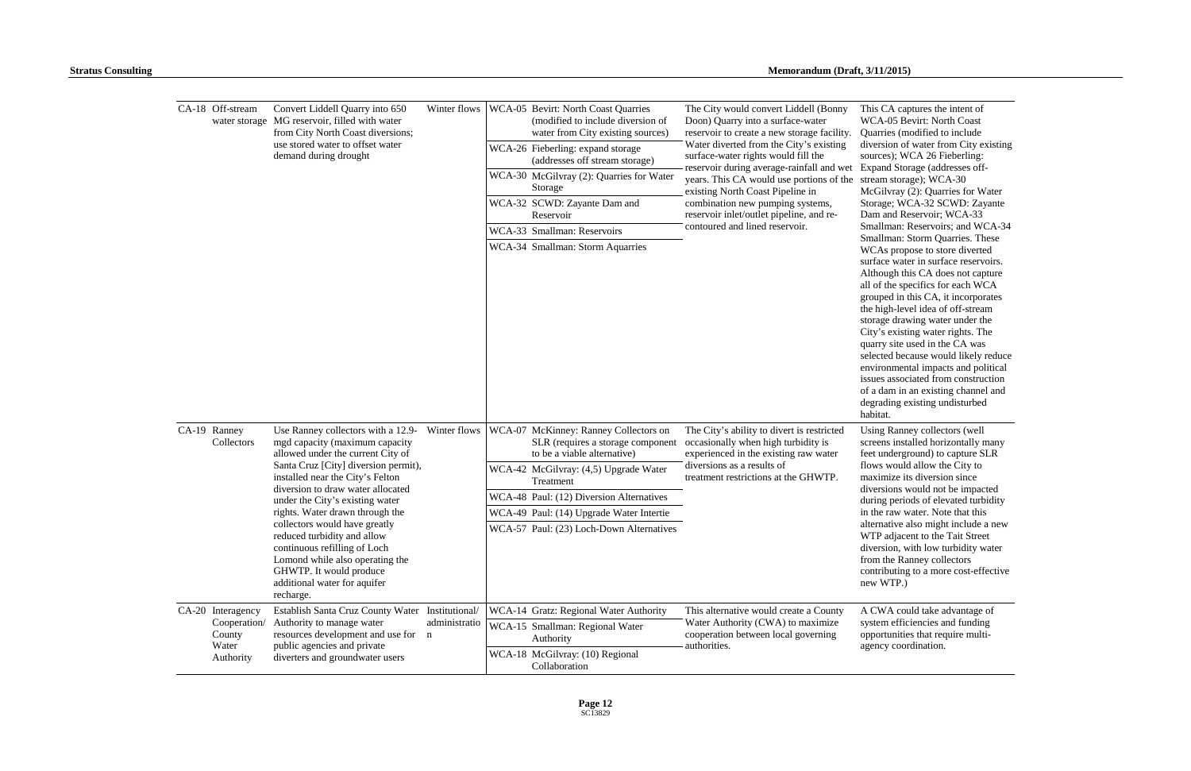| | | | | | | |
|---|---|---|---|---|---|---|
| CA-18 | Off-stream water storage | Convert Liddell Quarry into 650 MG reservoir, filled with water from City North Coast diversions; use stored water to offset water demand during drought | Winter flows | WCA-05 Bevirt: North Coast Quarries (modified to include diversion of water from City existing sources)<br>WCA-26 Fieberling: expand storage (addresses off stream storage)<br>WCA-30 McGilvray (2): Quarries for Water Storage<br>WCA-32 SCWD: Zayante Dam and Reservoir<br>WCA-33 Smallman: Reservoirs<br>WCA-34 Smallman: Storm Aquarries | The City would convert Liddell (Bonny Doon) Quarry into a surface-water reservoir to create a new storage facility. Water diverted from the City's existing surface-water rights would fill the reservoir during average-rainfall and wet years. This CA would use portions of the existing North Coast Pipeline in combination new pumping systems, reservoir inlet/outlet pipeline, and re-contoured and lined reservoir. | This CA captures the intent of WCA-05 Bevirt: North Coast Quarries (modified to include diversion of water from City existing sources); WCA 26 Fieberling: Expand Storage (addresses off-stream storage); WCA-30 McGilvray (2): Quarries for Water Storage; WCA-32 SCWD: Zayante Dam and Reservoir; WCA-33 Smallman: Reservoirs; and WCA-34 Smallman: Storm Quarries. These WCAs propose to store diverted surface water in surface reservoirs. Although this CA does not capture all of the specifics for each WCA grouped in this CA, it incorporates the high-level idea of off-stream storage drawing water under the City's existing water rights. The quarry site used in the CA was selected because would likely reduce environmental impacts and political issues associated from construction of a dam in an existing channel and degrading existing undisturbed habitat. |
| CA-19 | Ranney Collectors | Use Ranney collectors with a 12.9-mgd capacity (maximum capacity allowed under the current City of Santa Cruz [City] diversion permit), installed near the City's Felton diversion to draw water allocated under the City's existing water rights. Water drawn through the collectors would have greatly reduced turbidity and allow continuous refilling of Loch Lomond while also operating the GHWTP. It would produce additional water for aquifer recharge. | Winter flows | WCA-07 McKinney: Ranney Collectors on SLR (requires a storage component to be a viable alternative)<br>WCA-42 McGilvray: (4,5) Upgrade Water Treatment<br>WCA-48 Paul: (12) Diversion Alternatives<br>WCA-49 Paul: (14) Upgrade Water Intertie<br>WCA-57 Paul: (23) Loch-Down Alternatives | The City's ability to divert is restricted occasionally when high turbidity is experienced in the existing raw water diversions as a results of treatment restrictions at the GHWTP. | Using Ranney collectors (well screens installed horizontally many feet underground) to capture SLR flows would allow the City to maximize its diversion since diversions would not be impacted during periods of elevated turbidity in the raw water. Note that this alternative also might include a new WTP adjacent to the Tait Street diversion, with low turbidity water from the Ranney collectors contributing to a more cost-effective new WTP.) |
| CA-20 | Interagency Cooperation/ County Water Authority | Establish Santa Cruz County Water Authority to manage water resources development and use for public agencies and private diverters and groundwater users | Institutional/ administration | WCA-14 Gratz: Regional Water Authority<br>WCA-15 Smallman: Regional Water Authority<br>WCA-18 McGilvray: (10) Regional Collaboration | This alternative would create a County Water Authority (CWA) to maximize cooperation between local governing authorities. | A CWA could take advantage of system efficiencies and funding opportunities that require multi-agency coordination. |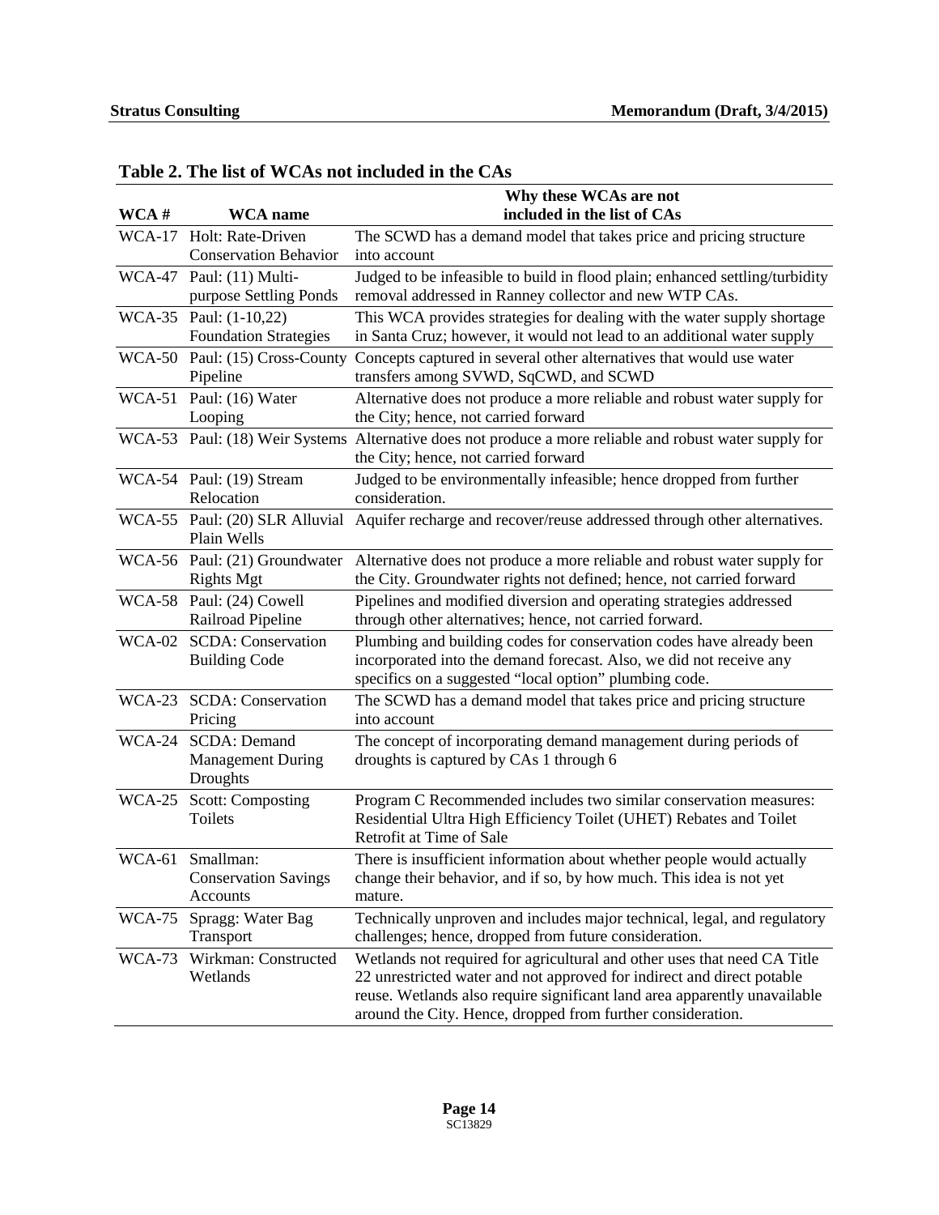**Table 2. The list of WCAs not included in the CAs**

| WCA # | WCA name | Why these WCAs are not included in the list of CAs |
|---|---|---|
| WCA-17 | Holt: Rate-Driven Conservation Behavior | The SCWD has a demand model that takes price and pricing structure into account |
| WCA-47 | Paul: (11) Multi-purpose Settling Ponds | Judged to be infeasible to build in flood plain; enhanced settling/turbidity removal addressed in Ranney collector and new WTP CAs. |
| WCA-35 | Paul: (1-10,22) Foundation Strategies | This WCA provides strategies for dealing with the water supply shortage in Santa Cruz; however, it would not lead to an additional water supply |
| WCA-50 | Paul: (15) Cross-County Pipeline | Concepts captured in several other alternatives that would use water transfers among SVWD, SqCWD, and SCWD |
| WCA-51 | Paul: (16) Water Looping | Alternative does not produce a more reliable and robust water supply for the City; hence, not carried forward |
| WCA-53 | Paul: (18) Weir Systems | Alternative does not produce a more reliable and robust water supply for the City; hence, not carried forward |
| WCA-54 | Paul: (19) Stream Relocation | Judged to be environmentally infeasible; hence dropped from further consideration. |
| WCA-55 | Paul: (20) SLR Alluvial Plain Wells | Aquifer recharge and recover/reuse addressed through other alternatives. |
| WCA-56 | Paul: (21) Groundwater Rights Mgt | Alternative does not produce a more reliable and robust water supply for the City. Groundwater rights not defined; hence, not carried forward |
| WCA-58 | Paul: (24) Cowell Railroad Pipeline | Pipelines and modified diversion and operating strategies addressed through other alternatives; hence, not carried forward. |
| WCA-02 | SCDA: Conservation Building Code | Plumbing and building codes for conservation codes have already been incorporated into the demand forecast. Also, we did not receive any specifics on a suggested "local option" plumbing code. |
| WCA-23 | SCDA: Conservation Pricing | The SCWD has a demand model that takes price and pricing structure into account |
| WCA-24 | SCDA: Demand Management During Droughts | The concept of incorporating demand management during periods of droughts is captured by CAs 1 through 6 |
| WCA-25 | Scott: Composting Toilets | Program C Recommended includes two similar conservation measures: Residential Ultra High Efficiency Toilet (UHET) Rebates and Toilet Retrofit at Time of Sale |
| WCA-61 | Smallman: Conservation Savings Accounts | There is insufficient information about whether people would actually change their behavior, and if so, by how much. This idea is not yet mature. |
| WCA-75 | Spragg: Water Bag Transport | Technically unproven and includes major technical, legal, and regulatory challenges; hence, dropped from future consideration. |
| WCA-73 | Wirkman: Constructed Wetlands | Wetlands not required for agricultural and other uses that need CA Title 22 unrestricted water and not approved for indirect and direct potable reuse. Wetlands also require significant land area apparently unavailable around the City. Hence, dropped from further consideration. |